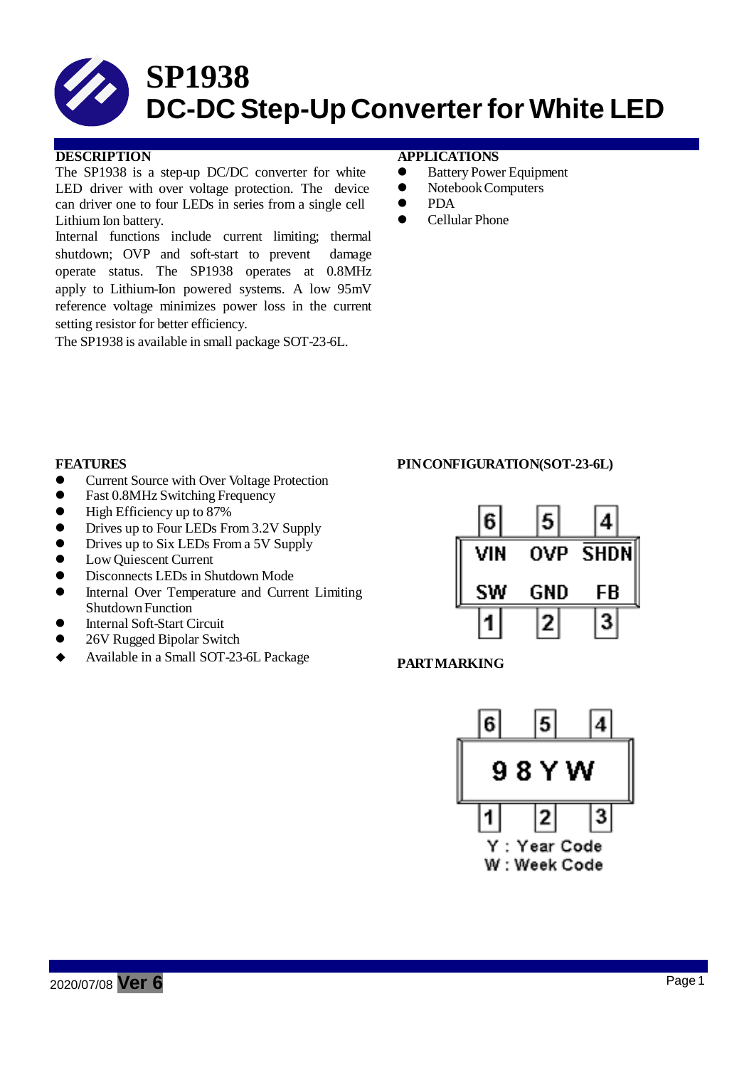# SP1938

# DC-DC Step-Up Converter for White LED

## DESCRIPTION

The SP1938 is a step-up DC/DC converter for white LED driver with over voltage protection. The device can driver one to four LEDs in series from a single cell Lithium Ion battery.

Internal functions include current limiting; thermal shutdown; OVP and soft-start to prevent damage operate status. The SP1938 operates at 0.8MHz apply to Lithium-Ion powered systems. A low 95mV reference voltage minimizes power loss in the current setting resistor for better efficiency.

The SP1938 is available in small package SOT-23-6L.

## APPLICATIONS

- Battery Power Equipment
- Notebook Computers
- PDA
- Cellular Phone

## FEATURES

- Current Source with Over Voltage Protection
- Fast 0.8MHz Switching Frequency
- High Efficiency up to 87%
- Drives up to Four LEDs From 3.2V Supply
- Drives up to Six LEDs From a 5V Supply
- Low Quiescent Current
- Disconnects LEDs in Shutdown Mode
- Internal Over Temperature and Current Limiting Shutdown Function
- Internal Soft-Start Circuit
- 26V Rugged Bipolar Switch
- Available in a Small SOT-23-6L Package

## PIN CONFIGURATION(SOT-23-6L)

| 6 | 5 | 4 |
|---|---|---|
| VIN | OVP | SHDN |
| SW | GND | FB |
| 1 | 2 | 3 |

## PART MARKING

| 6 | 5 | 4 |
|---|---|---|
| 9 8 Y W | | |
| 1 | 2 | 3 |

Y : Year Code
W : Week Code

2020/07/08 **Ver 6**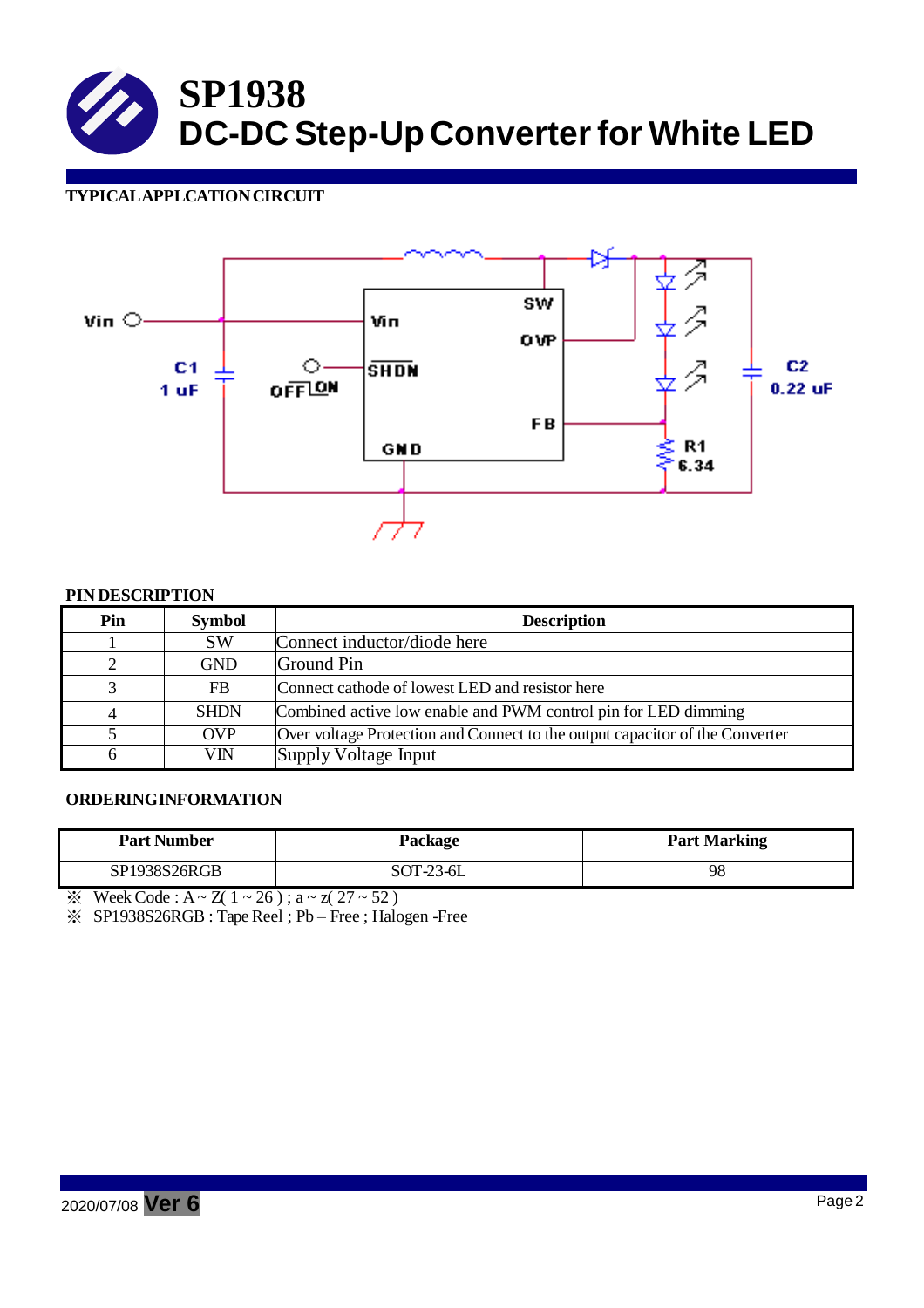# SP1938
# DC-DC Step-Up Converter for White LED

## TYPICAL APPLCATION CIRCUIT

Vin

C1
1 uF

OFF ON

Vin

SHDN

GND

SW

OVP

FB

R1
6.34

C2
0.22 uF

## PIN DESCRIPTION

| Pin | Symbol | Description |
|---|---|---|
| 1 | SW | Connect inductor/diode here |
| 2 | GND | Ground Pin |
| 3 | FB | Connect cathode of lowest LED and resistor here |
| 4 | SHDN | Combined active low enable and PWM control pin for LED dimming |
| 5 | OVP | Over voltage Protection and Connect to the output capacitor of the Converter |
| 6 | VIN | Supply Voltage Input |

## ORDERINGINFORMATION

| Part Number | Package | Part Marking |
|---|---|---|
| SP1938S26RGB | SOT-23-6L | 98 |

※ Week Code : A ~ Z( 1 ~ 26 ) ; a ~ z( 27 ~ 52 )

※ SP1938S26RGB : Tape Reel ; Pb – Free ; Halogen -Free

2020/07/08 **Ver 6**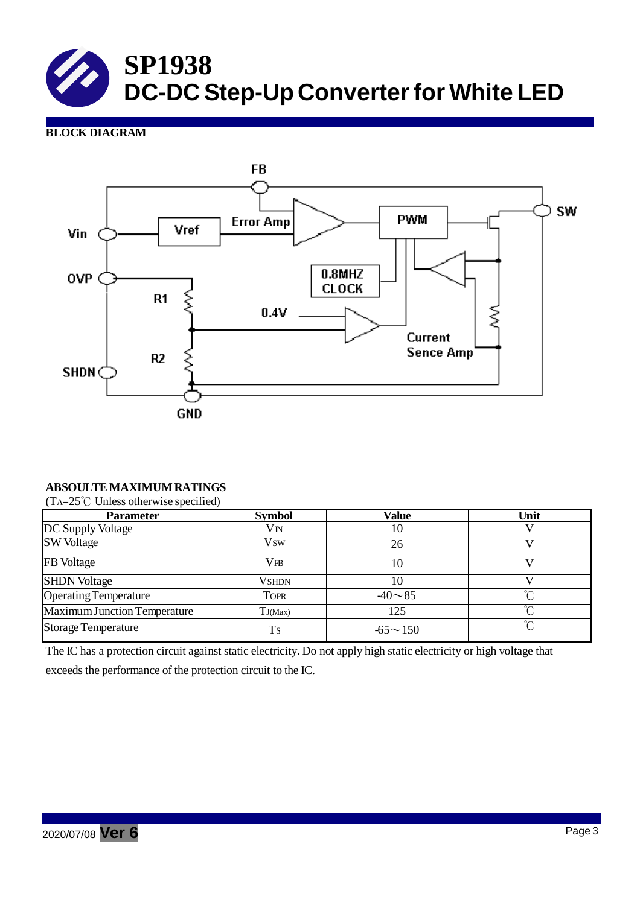## BLOCK DIAGRAM

## ABSOULTE MAXIMUM RATINGS

($T_A$=25℃ Unless otherwise specified)

| Parameter | Symbol | Value | Unit |
|---|---|---|---|
| DC Supply Voltage | $V_{IN}$ | 10 | V |
| SW Voltage | $V_{SW}$ | 26 | V |
| FB Voltage | $V_{FB}$ | 10 | V |
| SHDN Voltage | $V_{SHDN}$ | 10 | V |
| Operating Temperature | $T_{OPR}$ | -40～85 | ℃ |
| Maximum Junction Temperature | $T_{J(Max)}$ | 125 | ℃ |
| Storage Temperature | $T_S$ | -65～150 | ℃ |

The IC has a protection circuit against static electricity. Do not apply high static electricity or high voltage that exceeds the performance of the protection circuit to the IC.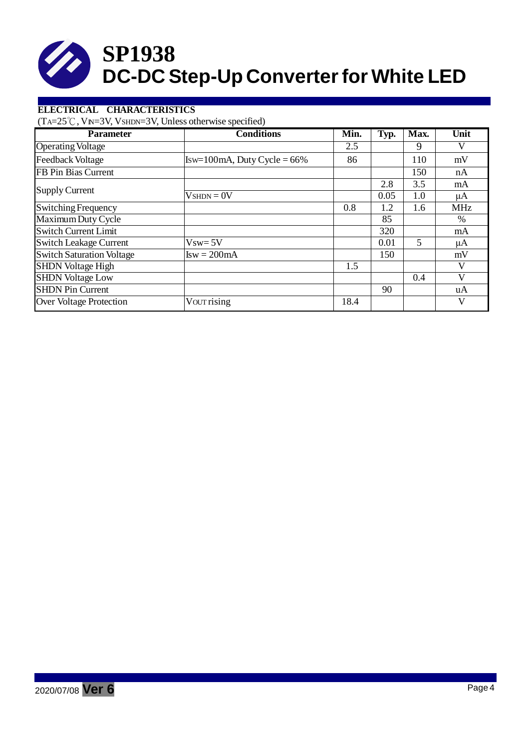# SP1938
# DC-DC Step-Up Converter for White LED

**ELECTRICAL CHARACTERISTICS**

($T_A$=25℃, $V_{IN}$=3V, $V_{SHDN}$=3V, Unless otherwise specified)

| Parameter | Conditions | Min. | Typ. | Max. | Unit |
|---|---|---|---|---|---|
| Operating Voltage | | 2.5 | | 9 | V |
| Feedback Voltage | $I_{SW}$=100mA, Duty Cycle = 66% | 86 | | 110 | mV |
| FB Pin Bias Current | | | | 150 | nA |
| Supply Current | | | 2.8 | 3.5 | mA |
| | $V_{SHDN}$ = 0V | | 0.05 | 1.0 | μA |
| Switching Frequency | | 0.8 | 1.2 | 1.6 | MHz |
| Maximum Duty Cycle | | | 85 | | % |
| Switch Current Limit | | | 320 | | mA |
| Switch Leakage Current | $V_{SW}$= 5V | | 0.01 | 5 | μA |
| Switch Saturation Voltage | $I_{SW}$ = 200mA | | 150 | | mV |
| SHDN Voltage High | | 1.5 | | | V |
| SHDN Voltage Low | | | | 0.4 | V |
| SHDN Pin Current | | | 90 | | uA |
| Over Voltage Protection | $V_{OUT}$ rising | 18.4 | | | V |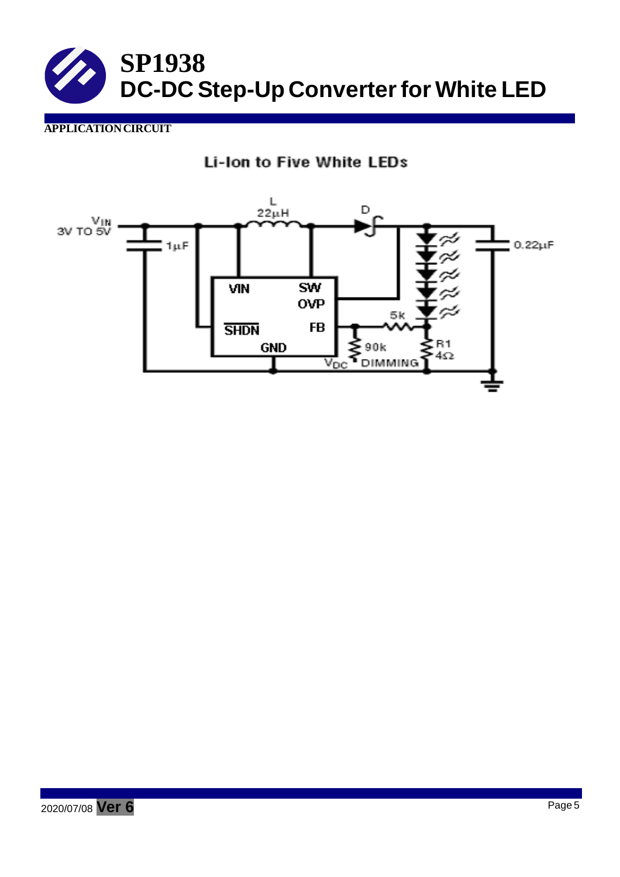## APPLICATION CIRCUIT

Li-Ion to Five White LEDs

$V_{IN}$ 3V TO 5V

1µF

L 22µH

D

0.22µF

VIN

SW

OVP

$\overline{SHDN}$

FB

GND

5k

90k

R1 4Ω

$V_{DC}$ DIMMING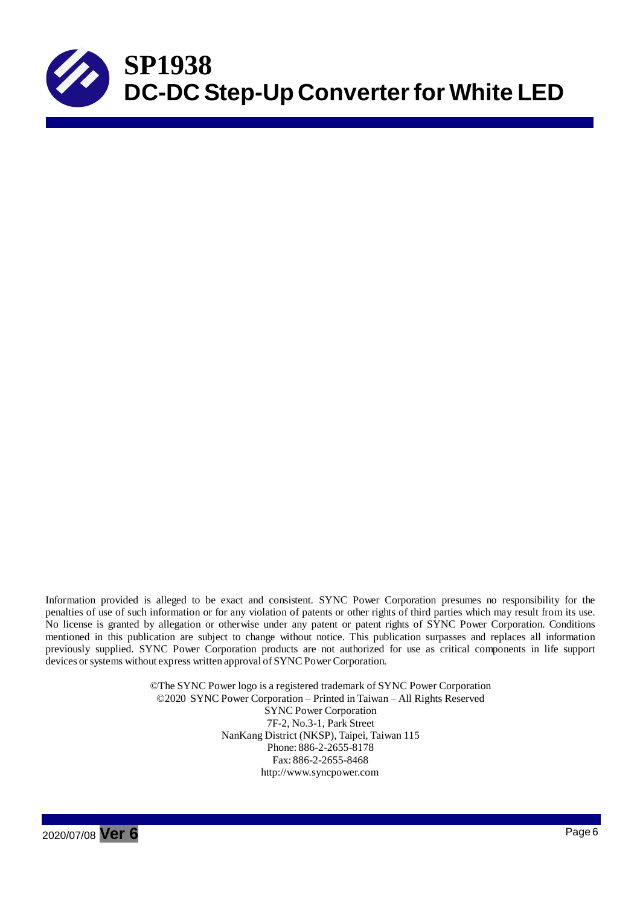Information provided is alleged to be exact and consistent. SYNC Power Corporation presumes no responsibility for the penalties of use of such information or for any violation of patents or other rights of third parties which may result from its use. No license is granted by allegation or otherwise under any patent or patent rights of SYNC Power Corporation. Conditions mentioned in this publication are subject to change without notice. This publication surpasses and replaces all information previously supplied. SYNC Power Corporation products are not authorized for use as critical components in life support devices or systems without express written approval of SYNC Power Corporation.

©The SYNC Power logo is a registered trademark of SYNC Power Corporation
©2020 SYNC Power Corporation – Printed in Taiwan – All Rights Reserved
SYNC Power Corporation
7F-2, No.3-1, Park Street
NanKang District (NKSP), Taipei, Taiwan 115
Phone: 886-2-2655-8178
Fax: 886-2-2655-8468
http://www.syncpower.com